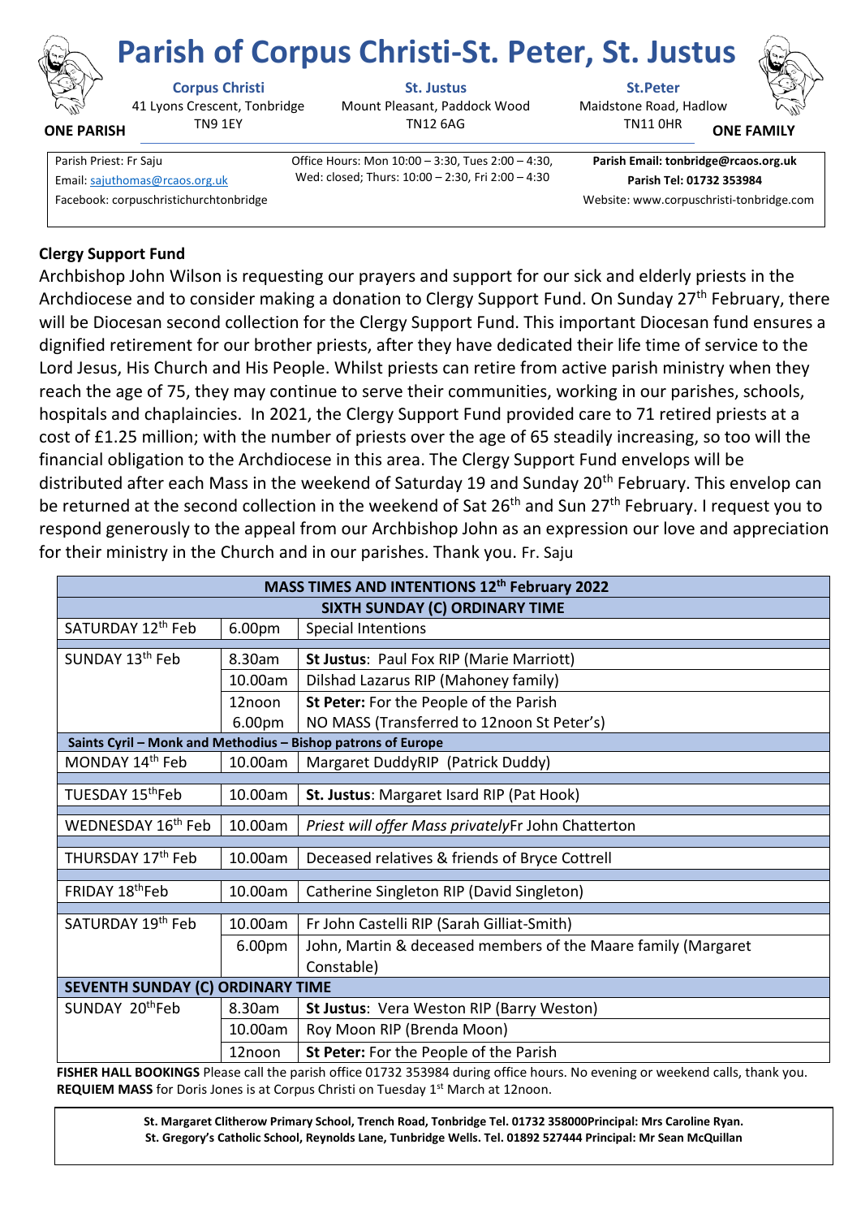# Parish of Corpus Christi-St. Peter, St. Justus

**ONE PARISH** — **ONE FAMILY**

**Corpus Christi**
41 Lyons Crescent, Tonbridge
TN9 1EY

**St. Justus**
Mount Pleasant, Paddock Wood
TN12 6AG

**St.Peter**
Maidstone Road, Hadlow
TN11 0HR

Parish Priest: Fr Saju
Email: sajuthomas@rcaos.org.uk
Facebook: corpuschristichurchtonbridge

Office Hours: Mon 10:00 – 3:30, Tues 2:00 – 4:30, Wed: closed; Thurs: 10:00 – 2:30, Fri 2:00 – 4:30

**Parish Email: tonbridge@rcaos.org.uk**
**Parish Tel: 01732 353984**
Website: www.corpuschristi-tonbridge.com

## Clergy Support Fund

Archbishop John Wilson is requesting our prayers and support for our sick and elderly priests in the Archdiocese and to consider making a donation to Clergy Support Fund. On Sunday 27th February, there will be Diocesan second collection for the Clergy Support Fund. This important Diocesan fund ensures a dignified retirement for our brother priests, after they have dedicated their life time of service to the Lord Jesus, His Church and His People. Whilst priests can retire from active parish ministry when they reach the age of 75, they may continue to serve their communities, working in our parishes, schools, hospitals and chaplaincies. In 2021, the Clergy Support Fund provided care to 71 retired priests at a cost of £1.25 million; with the number of priests over the age of 65 steadily increasing, so too will the financial obligation to the Archdiocese in this area. The Clergy Support Fund envelops will be distributed after each Mass in the weekend of Saturday 19 and Sunday 20th February. This envelop can be returned at the second collection in the weekend of Sat 26th and Sun 27th February. I request you to respond generously to the appeal from our Archbishop John as an expression our love and appreciation for their ministry in the Church and in our parishes. Thank you. Fr. Saju

| MASS TIMES AND INTENTIONS 12th February 2022 | | |
|---|---|---|
| **SIXTH SUNDAY (C) ORDINARY TIME** | | |
| SATURDAY 12th Feb | 6.00pm | Special Intentions |
| SUNDAY 13th Feb | 8.30am | **St Justus**: Paul Fox RIP (Marie Marriott) |
| | 10.00am | Dilshad Lazarus RIP (Mahoney family) |
| | 12noon | **St Peter:** For the People of the Parish |
| | 6.00pm | NO MASS (Transferred to 12noon St Peter's) |
| **Saints Cyril – Monk and Methodius – Bishop patrons of Europe** | | |
| MONDAY 14th Feb | 10.00am | Margaret DuddyRIP (Patrick Duddy) |
| TUESDAY 15thFeb | 10.00am | **St. Justus**: Margaret Isard RIP (Pat Hook) |
| WEDNESDAY 16th Feb | 10.00am | *Priest will offer Mass privately*Fr John Chatterton |
| THURSDAY 17th Feb | 10.00am | Deceased relatives & friends of Bryce Cottrell |
| FRIDAY 18thFeb | 10.00am | Catherine Singleton RIP (David Singleton) |
| SATURDAY 19th Feb | 10.00am | Fr John Castelli RIP (Sarah Gilliat-Smith) |
| | 6.00pm | John, Martin & deceased members of the Maare family (Margaret Constable) |
| **SEVENTH SUNDAY (C) ORDINARY TIME** | | |
| SUNDAY 20thFeb | 8.30am | **St Justus**: Vera Weston RIP (Barry Weston) |
| | 10.00am | Roy Moon RIP (Brenda Moon) |
| | 12noon | **St Peter:** For the People of the Parish |

**FISHER HALL BOOKINGS** Please call the parish office 01732 353984 during office hours. No evening or weekend calls, thank you.
**REQUIEM MASS** for Doris Jones is at Corpus Christi on Tuesday 1st March at 12noon.

**St. Margaret Clitherow Primary School, Trench Road, Tonbridge Tel. 01732 358000Principal: Mrs Caroline Ryan.**
**St. Gregory's Catholic School, Reynolds Lane, Tunbridge Wells. Tel. 01892 527444 Principal: Mr Sean McQuillan**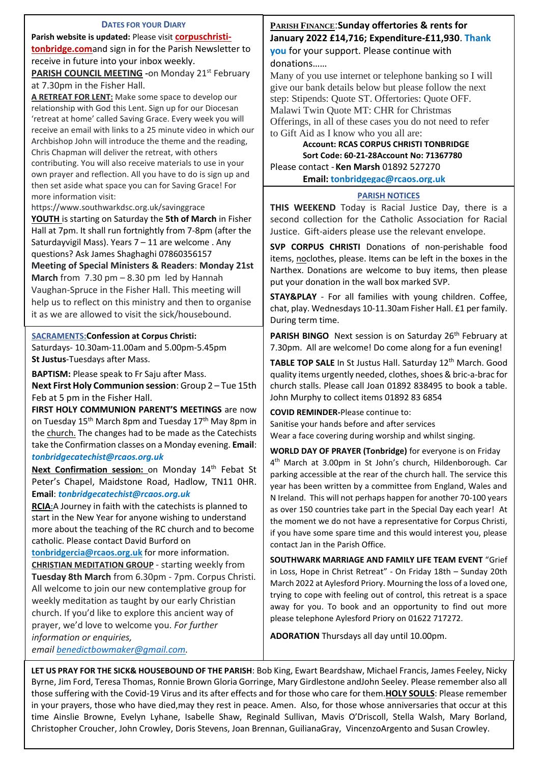## DATES FOR YOUR DIARY

**Parish website is updated:** Please visit **corpuschristi-tonbridge.com**and sign in for the Parish Newsletter to receive in future into your inbox weekly.

**PARISH COUNCIL MEETING -**on Monday 21st February at 7.30pm in the Fisher Hall.

**A RETREAT FOR LENT:** Make some space to develop our relationship with God this Lent. Sign up for our Diocesan 'retreat at home' called Saving Grace. Every week you will receive an email with links to a 25 minute video in which our Archbishop John will introduce the theme and the reading, Chris Chapman will deliver the retreat, with others contributing. You will also receive materials to use in your own prayer and reflection. All you have to do is sign up and then set aside what space you can for Saving Grace! For more information visit: https://www.southwarkdsc.org.uk/savinggrace

**YOUTH** is starting on Saturday the **5th of March** in Fisher Hall at 7pm. It shall run fortnightly from 7-8pm (after the Saturdayvigil Mass). Years 7 – 11 are welcome . Any questions? Ask James Shaghaghi 07860356157

**Meeting of Special Ministers & Readers**: **Monday 21st March** from 7.30 pm – 8.30 pm led by Hannah Vaughan-Spruce in the Fisher Hall. This meeting will help us to reflect on this ministry and then to organise it as we are allowed to visit the sick/housebound.

**SACRAMENTS:Confession at Corpus Christi:**
Saturdays- 10.30am-11.00am and 5.00pm-5.45pm
**St Justus**-Tuesdays after Mass.

**BAPTISM:** Please speak to Fr Saju after Mass.

**Next First Holy Communion session**: Group 2 – Tue 15th Feb at 5 pm in the Fisher Hall.

**FIRST HOLY COMMUNION PARENT'S MEETINGS** are now on Tuesday 15th March 8pm and Tuesday 17th May 8pm in the church. The changes had to be made as the Catechists take the Confirmation classes on a Monday evening. **Email**: ***tonbridgecatechist@rcaos.org.uk***

**Next Confirmation session:** on Monday 14th Febat St Peter's Chapel, Maidstone Road, Hadlow, TN11 0HR. **Email**: ***tonbridgecatechist@rcaos.org.uk***

**RCIA:**A Journey in faith with the catechists is planned to start in the New Year for anyone wishing to understand more about the teaching of the RC church and to become catholic. Please contact David Burford on **tonbridgercia@rcaos.org.uk** for more information.

**CHRISTIAN MEDITATION GROUP** - starting weekly from **Tuesday 8th March** from 6.30pm - 7pm. Corpus Christi. All welcome to join our new contemplative group for weekly meditation as taught by our early Christian church. If you'd like to explore this ancient way of prayer, we'd love to welcome you. *For further information or enquiries, email benedictbowmaker@gmail.com.*

**PARISH FINANCE:Sunday offertories & rents for January 2022 £14,716; Expenditure-£11,930**. **Thank you** for your support. Please continue with donations……

Many of you use internet or telephone banking so I will give our bank details below but please follow the next step: Stipends: Quote ST. Offertories: Quote OFF. Malawi Twin Quote MT: CHR for Christmas Offerings, in all of these cases you do not need to refer to Gift Aid as I know who you all are:

**Account: RCAS CORPUS CHRISTI TONBRIDGE**
**Sort Code: 60-21-28Account No: 71367780**

Please contact -**Ken Marsh** 01892 527270
**Email: tonbridgegac@rcaos.org.uk**

## PARISH NOTICES

**THIS WEEKEND** Today is Racial Justice Day, there is a second collection for the Catholic Association for Racial Justice. Gift-aiders please use the relevant envelope.

**SVP CORPUS CHRISTI** Donations of non-perishable food items, noclothes, please. Items can be left in the boxes in the Narthex. Donations are welcome to buy items, then please put your donation in the wall box marked SVP.

**STAY&PLAY** - For all families with young children. Coffee, chat, play. Wednesdays 10-11.30am Fisher Hall. £1 per family. During term time.

**PARISH BINGO** Next session is on Saturday 26th February at 7.30pm. All are welcome! Do come along for a fun evening!

**TABLE TOP SALE** In St Justus Hall. Saturday 12th March. Good quality items urgently needed, clothes, shoes & bric-a-brac for church stalls. Please call Joan 01892 838495 to book a table. John Murphy to collect items 01892 83 6854

**COVID REMINDER-**Please continue to:
Sanitise your hands before and after services
Wear a face covering during worship and whilst singing.

**WORLD DAY OF PRAYER (Tonbridge)** for everyone is on Friday 4th March at 3.00pm in St John's church, Hildenborough. Car parking accessible at the rear of the church hall. The service this year has been written by a committee from England, Wales and N Ireland. This will not perhaps happen for another 70-100 years as over 150 countries take part in the Special Day each year! At the moment we do not have a representative for Corpus Christi, if you have some spare time and this would interest you, please contact Jan in the Parish Office.

**SOUTHWARK MARRIAGE AND FAMILY LIFE TEAM EVENT** "Grief in Loss, Hope in Christ Retreat" - On Friday 18th – Sunday 20th March 2022 at Aylesford Priory. Mourning the loss of a loved one, trying to cope with feeling out of control, this retreat is a space away for you. To book and an opportunity to find out more please telephone Aylesford Priory on 01622 717272.

**ADORATION** Thursdays all day until 10.00pm.

**LET US PRAY FOR THE SICK& HOUSEBOUND OF THE PARISH**: Bob King, Ewart Beardshaw, Michael Francis, James Feeley, Nicky Byrne, Jim Ford, Teresa Thomas, Ronnie Brown Gloria Gorringe, Mary Girdlestone andJohn Seeley. Please remember also all those suffering with the Covid-19 Virus and its after effects and for those who care for them.**HOLY SOULS**: Please remember in your prayers, those who have died,may they rest in peace. Amen. Also, for those whose anniversaries that occur at this time Ainslie Browne, Evelyn Lyhane, Isabelle Shaw, Reginald Sullivan, Mavis O'Driscoll, Stella Walsh, Mary Borland, Christopher Croucher, John Crowley, Doris Stevens, Joan Brennan, GuilianaGray, VincenzoArgento and Susan Crowley.